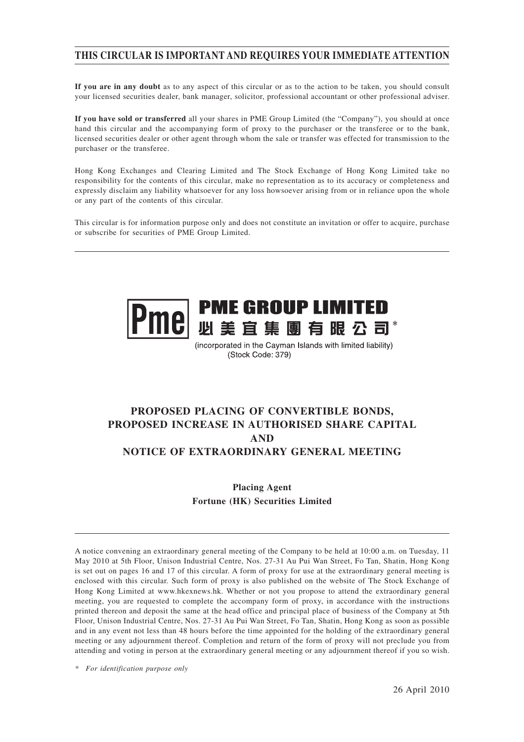# THIS CIRCULAR IS IMPORTANT AND REQUIRES YOUR IMMEDIATE ATTENTION

**If you are in any doubt** as to any aspect of this circular or as to the action to be taken, you should consult your licensed securities dealer, bank manager, solicitor, professional accountant or other professional adviser.

**If you have sold or transferred** all your shares in PME Group Limited (the "Company"), you should at once hand this circular and the accompanying form of proxy to the purchaser or the transferee or to the bank, licensed securities dealer or other agent through whom the sale or transfer was effected for transmission to the purchaser or the transferee.

Hong Kong Exchanges and Clearing Limited and The Stock Exchange of Hong Kong Limited take no responsibility for the contents of this circular, make no representation as to its accuracy or completeness and expressly disclaim any liability whatsoever for any loss howsoever arising from or in reliance upon the whole or any part of the contents of this circular.

This circular is for information purpose only and does not constitute an invitation or offer to acquire, purchase or subscribe for securities of PME Group Limited.

**Pme PME GROUP LIMITED**
**必美宜集團有限公司***

(incorporated in the Cayman Islands with limited liability)
(Stock Code: 379)

## PROPOSED PLACING OF CONVERTIBLE BONDS, PROPOSED INCREASE IN AUTHORISED SHARE CAPITAL AND NOTICE OF EXTRAORDINARY GENERAL MEETING

**Placing Agent**
**Fortune (HK) Securities Limited**

A notice convening an extraordinary general meeting of the Company to be held at 10:00 a.m. on Tuesday, 11 May 2010 at 5th Floor, Unison Industrial Centre, Nos. 27-31 Au Pui Wan Street, Fo Tan, Shatin, Hong Kong is set out on pages 16 and 17 of this circular. A form of proxy for use at the extraordinary general meeting is enclosed with this circular. Such form of proxy is also published on the website of The Stock Exchange of Hong Kong Limited at www.hkexnews.hk. Whether or not you propose to attend the extraordinary general meeting, you are requested to complete the accompany form of proxy, in accordance with the instructions printed thereon and deposit the same at the head office and principal place of business of the Company at 5th Floor, Unison Industrial Centre, Nos. 27-31 Au Pui Wan Street, Fo Tan, Shatin, Hong Kong as soon as possible and in any event not less than 48 hours before the time appointed for the holding of the extraordinary general meeting or any adjournment thereof. Completion and return of the form of proxy will not preclude you from attending and voting in person at the extraordinary general meeting or any adjournment thereof if you so wish.

\* *For identification purpose only*

26 April 2010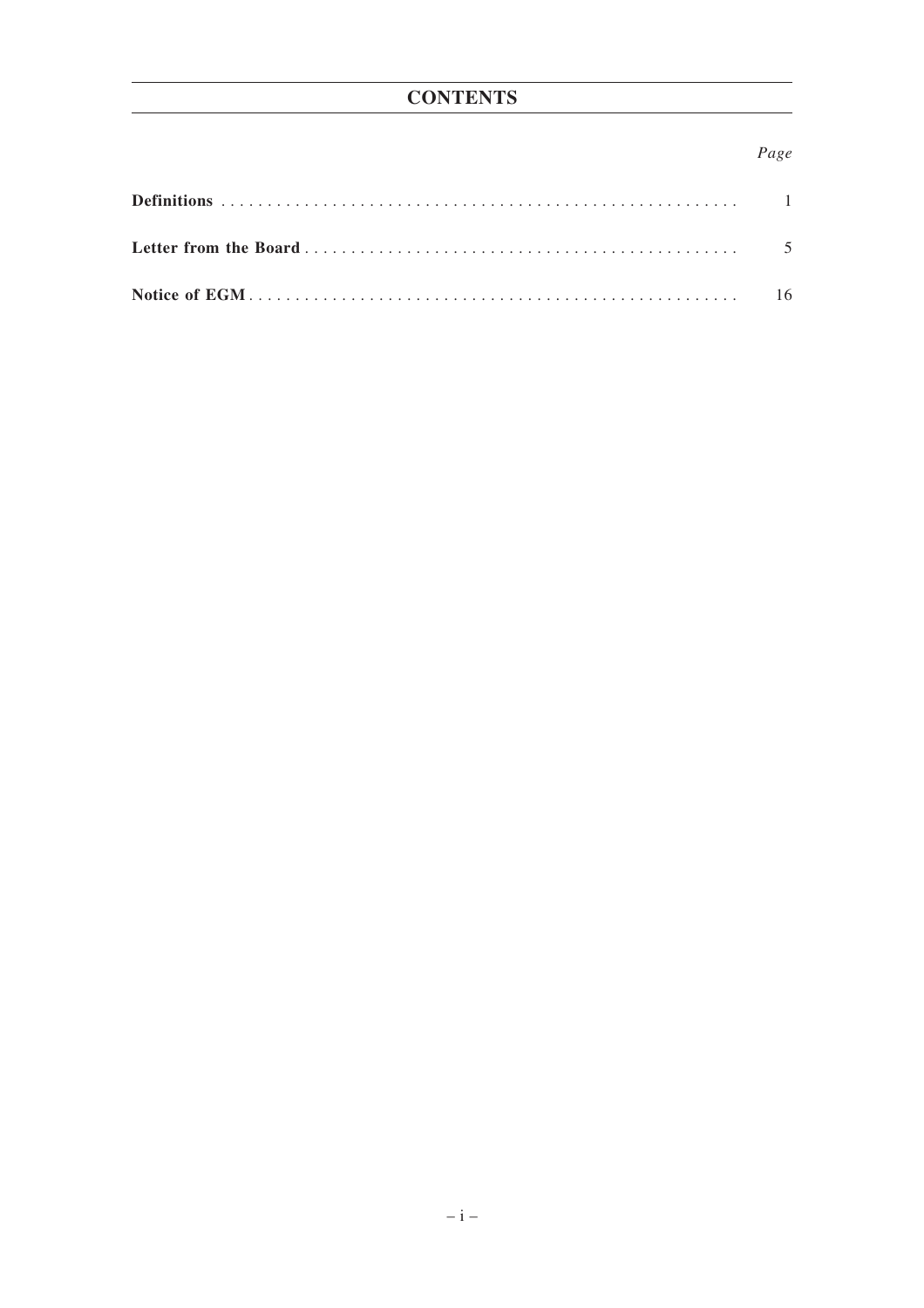# CONTENTS

| | *Page* |
|---|---|
| **Definitions** | 1 |
| **Letter from the Board** | 5 |
| **Notice of EGM** | 16 |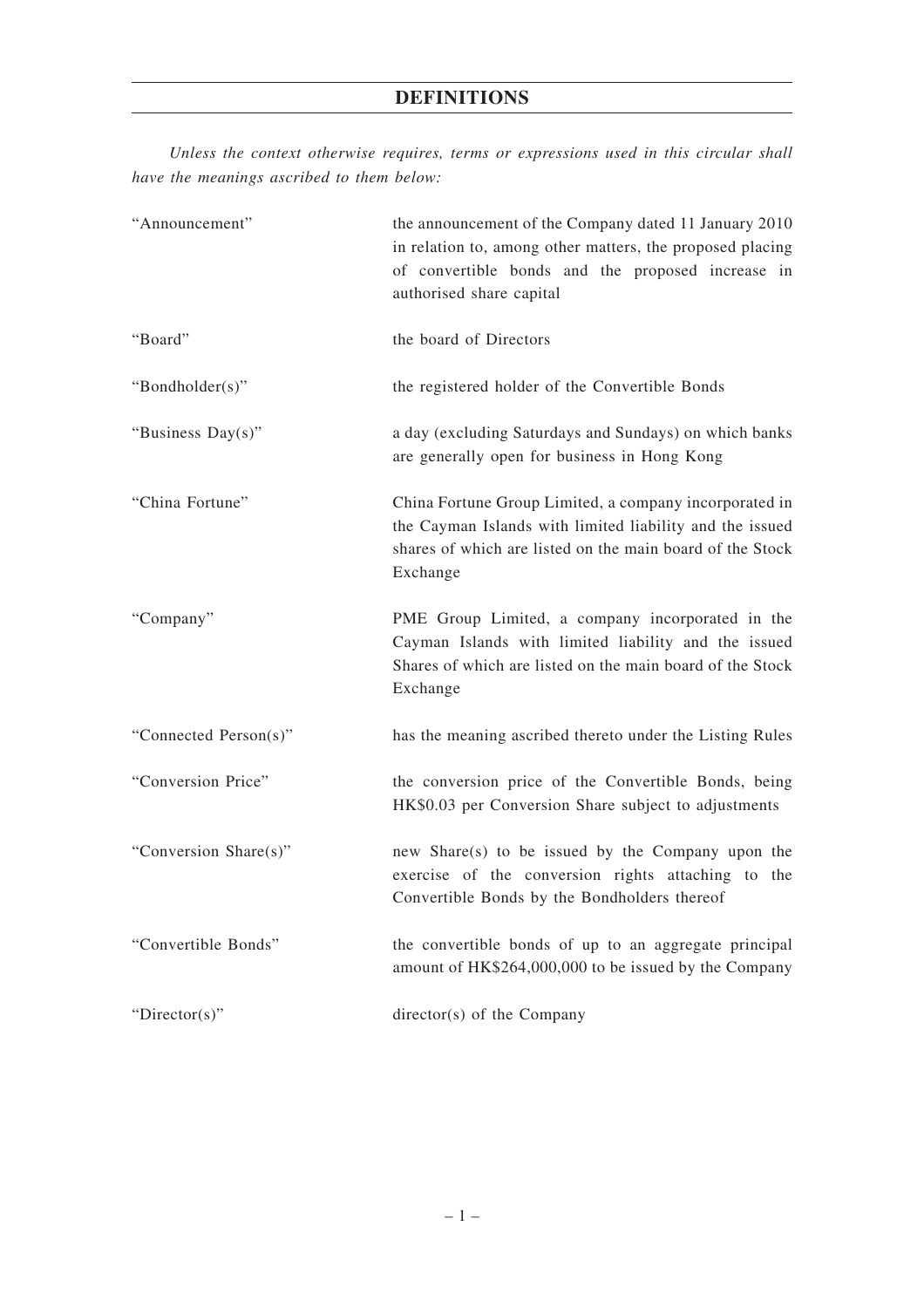# DEFINITIONS

*Unless the context otherwise requires, terms or expressions used in this circular shall have the meanings ascribed to them below:*

| | |
|---|---|
| "Announcement" | the announcement of the Company dated 11 January 2010 in relation to, among other matters, the proposed placing of convertible bonds and the proposed increase in authorised share capital |
| "Board" | the board of Directors |
| "Bondholder(s)" | the registered holder of the Convertible Bonds |
| "Business Day(s)" | a day (excluding Saturdays and Sundays) on which banks are generally open for business in Hong Kong |
| "China Fortune" | China Fortune Group Limited, a company incorporated in the Cayman Islands with limited liability and the issued shares of which are listed on the main board of the Stock Exchange |
| "Company" | PME Group Limited, a company incorporated in the Cayman Islands with limited liability and the issued Shares of which are listed on the main board of the Stock Exchange |
| "Connected Person(s)" | has the meaning ascribed thereto under the Listing Rules |
| "Conversion Price" | the conversion price of the Convertible Bonds, being HK$0.03 per Conversion Share subject to adjustments |
| "Conversion Share(s)" | new Share(s) to be issued by the Company upon the exercise of the conversion rights attaching to the Convertible Bonds by the Bondholders thereof |
| "Convertible Bonds" | the convertible bonds of up to an aggregate principal amount of HK$264,000,000 to be issued by the Company |
| "Director(s)" | director(s) of the Company |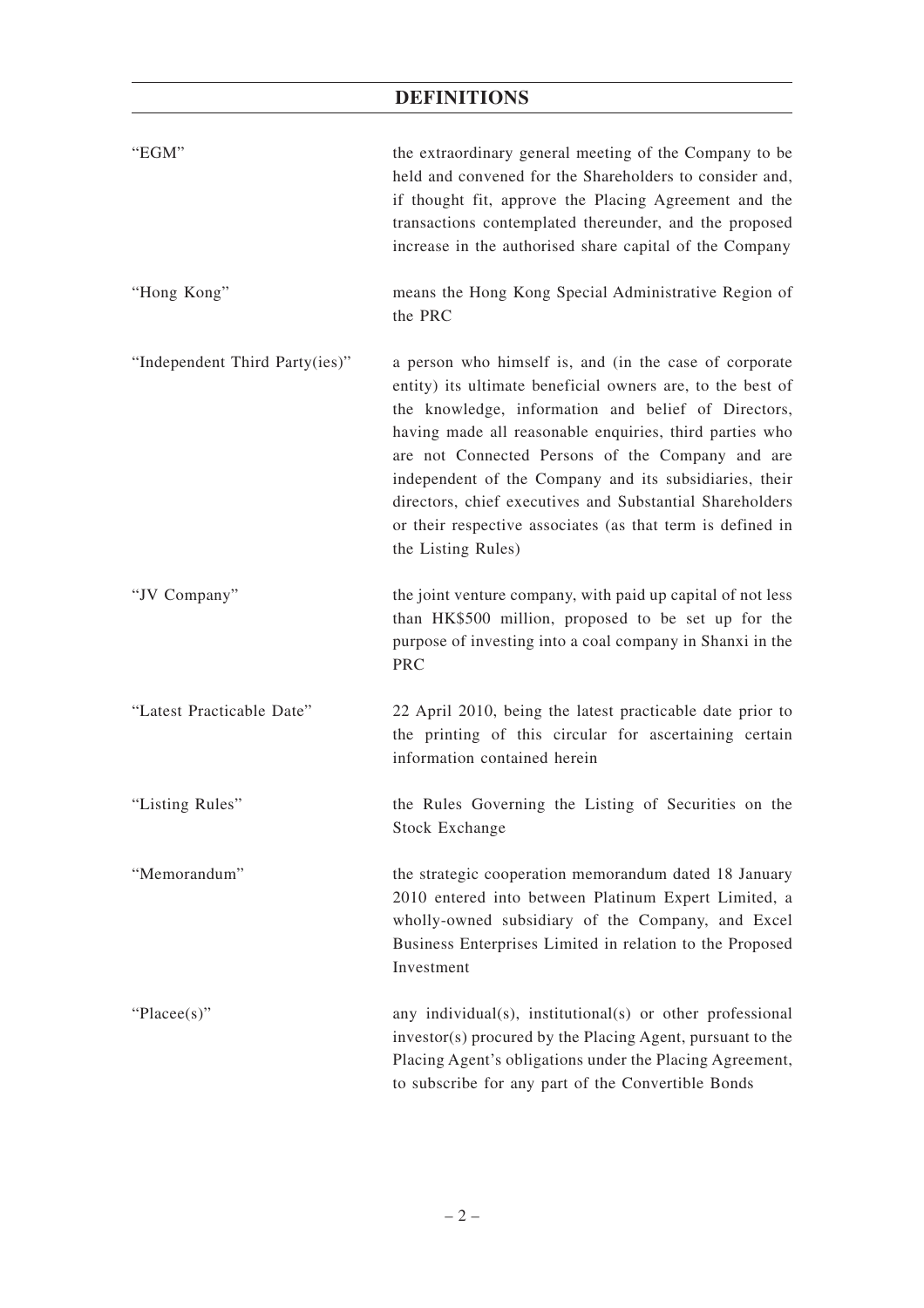# DEFINITIONS

| | |
|---|---|
| "EGM" | the extraordinary general meeting of the Company to be held and convened for the Shareholders to consider and, if thought fit, approve the Placing Agreement and the transactions contemplated thereunder, and the proposed increase in the authorised share capital of the Company |
| "Hong Kong" | means the Hong Kong Special Administrative Region of the PRC |
| "Independent Third Party(ies)" | a person who himself is, and (in the case of corporate entity) its ultimate beneficial owners are, to the best of the knowledge, information and belief of Directors, having made all reasonable enquiries, third parties who are not Connected Persons of the Company and are independent of the Company and its subsidiaries, their directors, chief executives and Substantial Shareholders or their respective associates (as that term is defined in the Listing Rules) |
| "JV Company" | the joint venture company, with paid up capital of not less than HK$500 million, proposed to be set up for the purpose of investing into a coal company in Shanxi in the PRC |
| "Latest Practicable Date" | 22 April 2010, being the latest practicable date prior to the printing of this circular for ascertaining certain information contained herein |
| "Listing Rules" | the Rules Governing the Listing of Securities on the Stock Exchange |
| "Memorandum" | the strategic cooperation memorandum dated 18 January 2010 entered into between Platinum Expert Limited, a wholly-owned subsidiary of the Company, and Excel Business Enterprises Limited in relation to the Proposed Investment |
| "Placee(s)" | any individual(s), institutional(s) or other professional investor(s) procured by the Placing Agent, pursuant to the Placing Agent's obligations under the Placing Agreement, to subscribe for any part of the Convertible Bonds |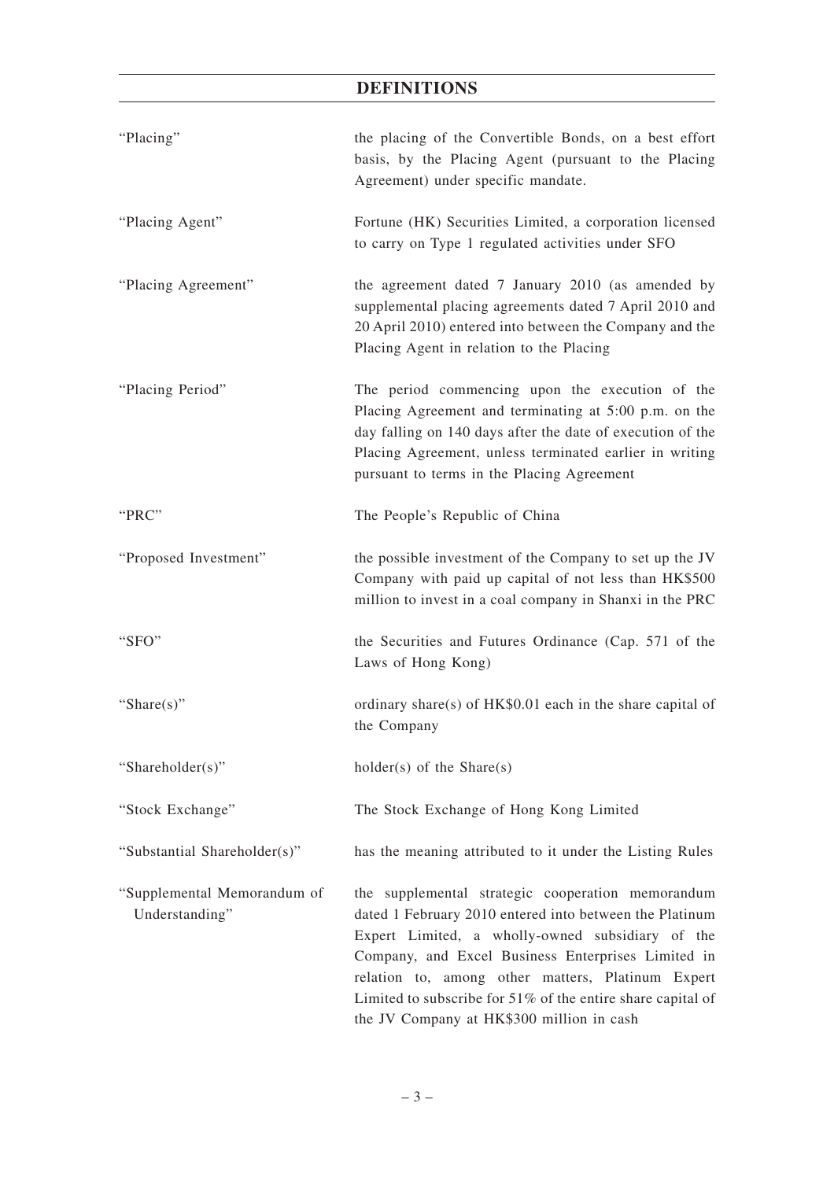# DEFINITIONS

| | |
|---|---|
| "Placing" | the placing of the Convertible Bonds, on a best effort basis, by the Placing Agent (pursuant to the Placing Agreement) under specific mandate. |
| "Placing Agent" | Fortune (HK) Securities Limited, a corporation licensed to carry on Type 1 regulated activities under SFO |
| "Placing Agreement" | the agreement dated 7 January 2010 (as amended by supplemental placing agreements dated 7 April 2010 and 20 April 2010) entered into between the Company and the Placing Agent in relation to the Placing |
| "Placing Period" | The period commencing upon the execution of the Placing Agreement and terminating at 5:00 p.m. on the day falling on 140 days after the date of execution of the Placing Agreement, unless terminated earlier in writing pursuant to terms in the Placing Agreement |
| "PRC" | The People's Republic of China |
| "Proposed Investment" | the possible investment of the Company to set up the JV Company with paid up capital of not less than HK$500 million to invest in a coal company in Shanxi in the PRC |
| "SFO" | the Securities and Futures Ordinance (Cap. 571 of the Laws of Hong Kong) |
| "Share(s)" | ordinary share(s) of HK$0.01 each in the share capital of the Company |
| "Shareholder(s)" | holder(s) of the Share(s) |
| "Stock Exchange" | The Stock Exchange of Hong Kong Limited |
| "Substantial Shareholder(s)" | has the meaning attributed to it under the Listing Rules |
| "Supplemental Memorandum of Understanding" | the supplemental strategic cooperation memorandum dated 1 February 2010 entered into between the Platinum Expert Limited, a wholly-owned subsidiary of the Company, and Excel Business Enterprises Limited in relation to, among other matters, Platinum Expert Limited to subscribe for 51% of the entire share capital of the JV Company at HK$300 million in cash |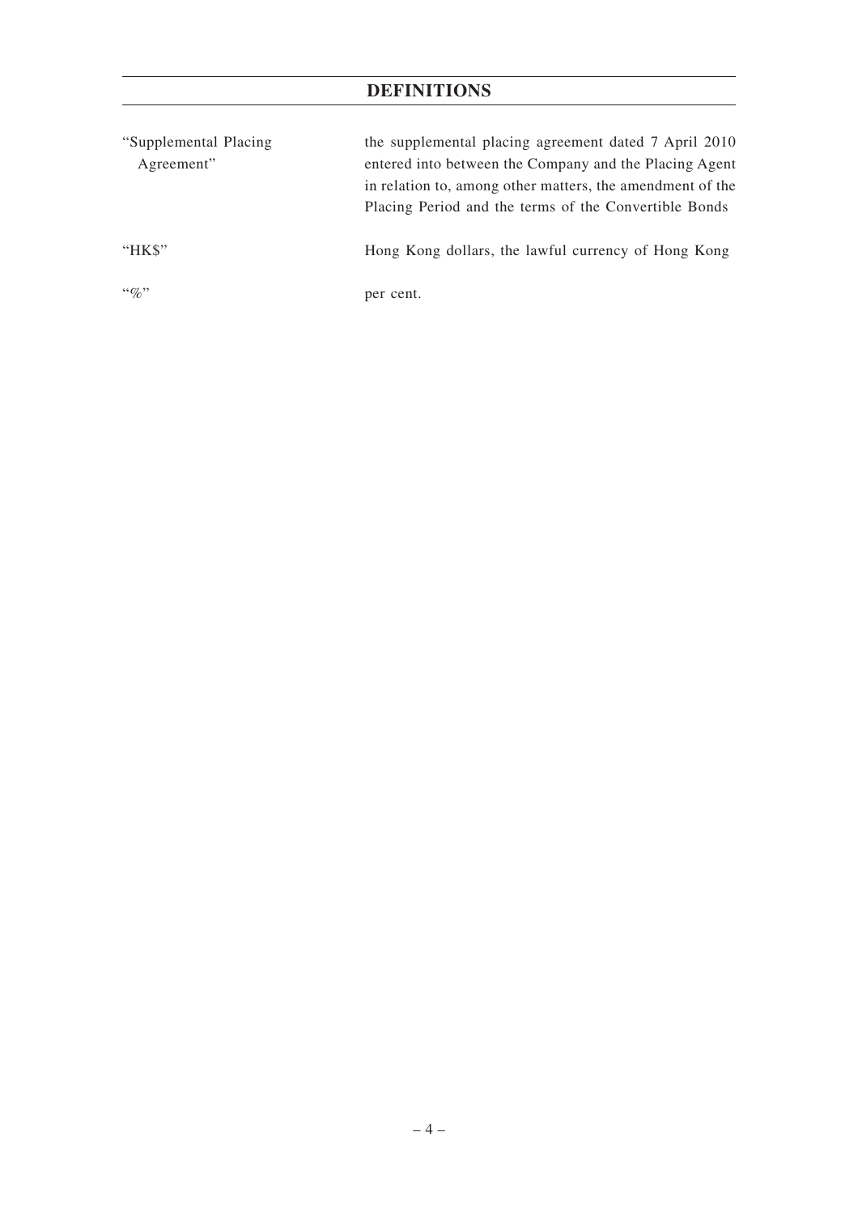# DEFINITIONS

| | |
|---|---|
| "Supplemental Placing Agreement" | the supplemental placing agreement dated 7 April 2010 entered into between the Company and the Placing Agent in relation to, among other matters, the amendment of the Placing Period and the terms of the Convertible Bonds |
| "HK$" | Hong Kong dollars, the lawful currency of Hong Kong |
| "%" | per cent. |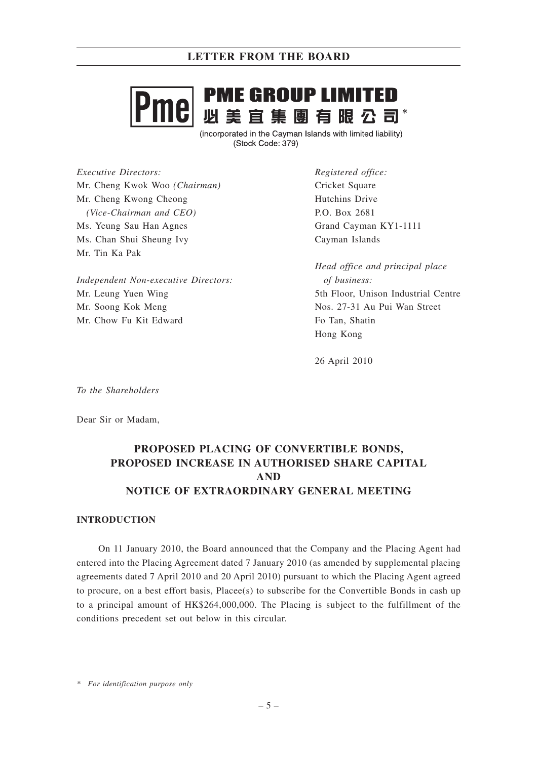**PME GROUP LIMITED**
**必美宜集團有限公司***

(incorporated in the Cayman Islands with limited liability)
(Stock Code: 379)

*Executive Directors:*
Mr. Cheng Kwok Woo *(Chairman)*
Mr. Cheng Kwong Cheong *(Vice-Chairman and CEO)*
Ms. Yeung Sau Han Agnes
Ms. Chan Shui Sheung Ivy
Mr. Tin Ka Pak

*Independent Non-executive Directors:*
Mr. Leung Yuen Wing
Mr. Soong Kok Meng
Mr. Chow Fu Kit Edward

*Registered office:*
Cricket Square
Hutchins Drive
P.O. Box 2681
Grand Cayman KY1-1111
Cayman Islands

*Head office and principal place of business:*
5th Floor, Unison Industrial Centre
Nos. 27-31 Au Pui Wan Street
Fo Tan, Shatin
Hong Kong

26 April 2010

*To the Shareholders*

Dear Sir or Madam,

## PROPOSED PLACING OF CONVERTIBLE BONDS, PROPOSED INCREASE IN AUTHORISED SHARE CAPITAL AND NOTICE OF EXTRAORDINARY GENERAL MEETING

### INTRODUCTION

On 11 January 2010, the Board announced that the Company and the Placing Agent had entered into the Placing Agreement dated 7 January 2010 (as amended by supplemental placing agreements dated 7 April 2010 and 20 April 2010) pursuant to which the Placing Agent agreed to procure, on a best effort basis, Placee(s) to subscribe for the Convertible Bonds in cash up to a principal amount of HK$264,000,000. The Placing is subject to the fulfillment of the conditions precedent set out below in this circular.

\* *For identification purpose only*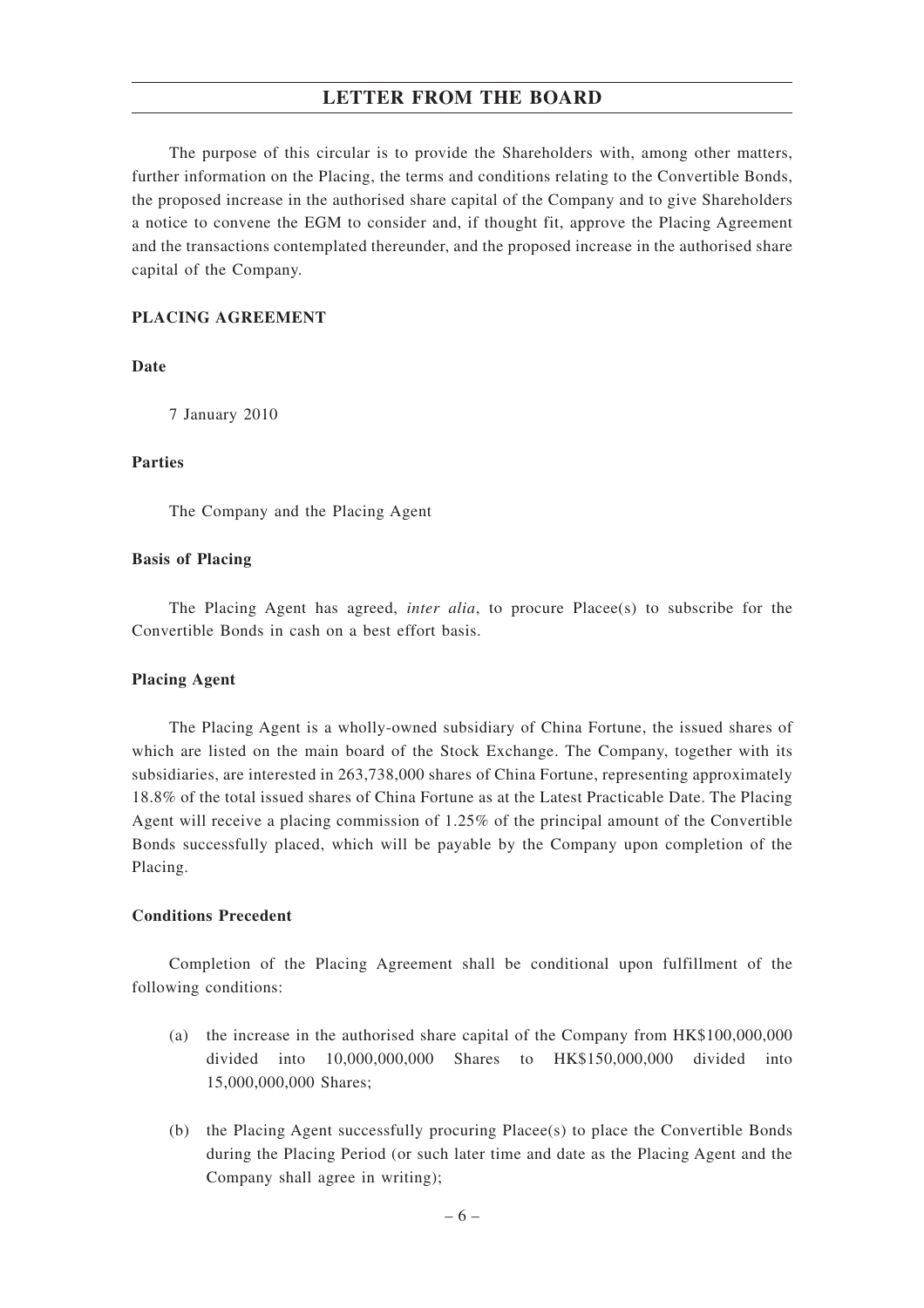## LETTER FROM THE BOARD

The purpose of this circular is to provide the Shareholders with, among other matters, further information on the Placing, the terms and conditions relating to the Convertible Bonds, the proposed increase in the authorised share capital of the Company and to give Shareholders a notice to convene the EGM to consider and, if thought fit, approve the Placing Agreement and the transactions contemplated thereunder, and the proposed increase in the authorised share capital of the Company.

### PLACING AGREEMENT

**Date**

7 January 2010

**Parties**

The Company and the Placing Agent

**Basis of Placing**

The Placing Agent has agreed, *inter alia*, to procure Placee(s) to subscribe for the Convertible Bonds in cash on a best effort basis.

**Placing Agent**

The Placing Agent is a wholly-owned subsidiary of China Fortune, the issued shares of which are listed on the main board of the Stock Exchange. The Company, together with its subsidiaries, are interested in 263,738,000 shares of China Fortune, representing approximately 18.8% of the total issued shares of China Fortune as at the Latest Practicable Date. The Placing Agent will receive a placing commission of 1.25% of the principal amount of the Convertible Bonds successfully placed, which will be payable by the Company upon completion of the Placing.

**Conditions Precedent**

Completion of the Placing Agreement shall be conditional upon fulfillment of the following conditions:

(a) the increase in the authorised share capital of the Company from HK$100,000,000 divided into 10,000,000,000 Shares to HK$150,000,000 divided into 15,000,000,000 Shares;

(b) the Placing Agent successfully procuring Placee(s) to place the Convertible Bonds during the Placing Period (or such later time and date as the Placing Agent and the Company shall agree in writing);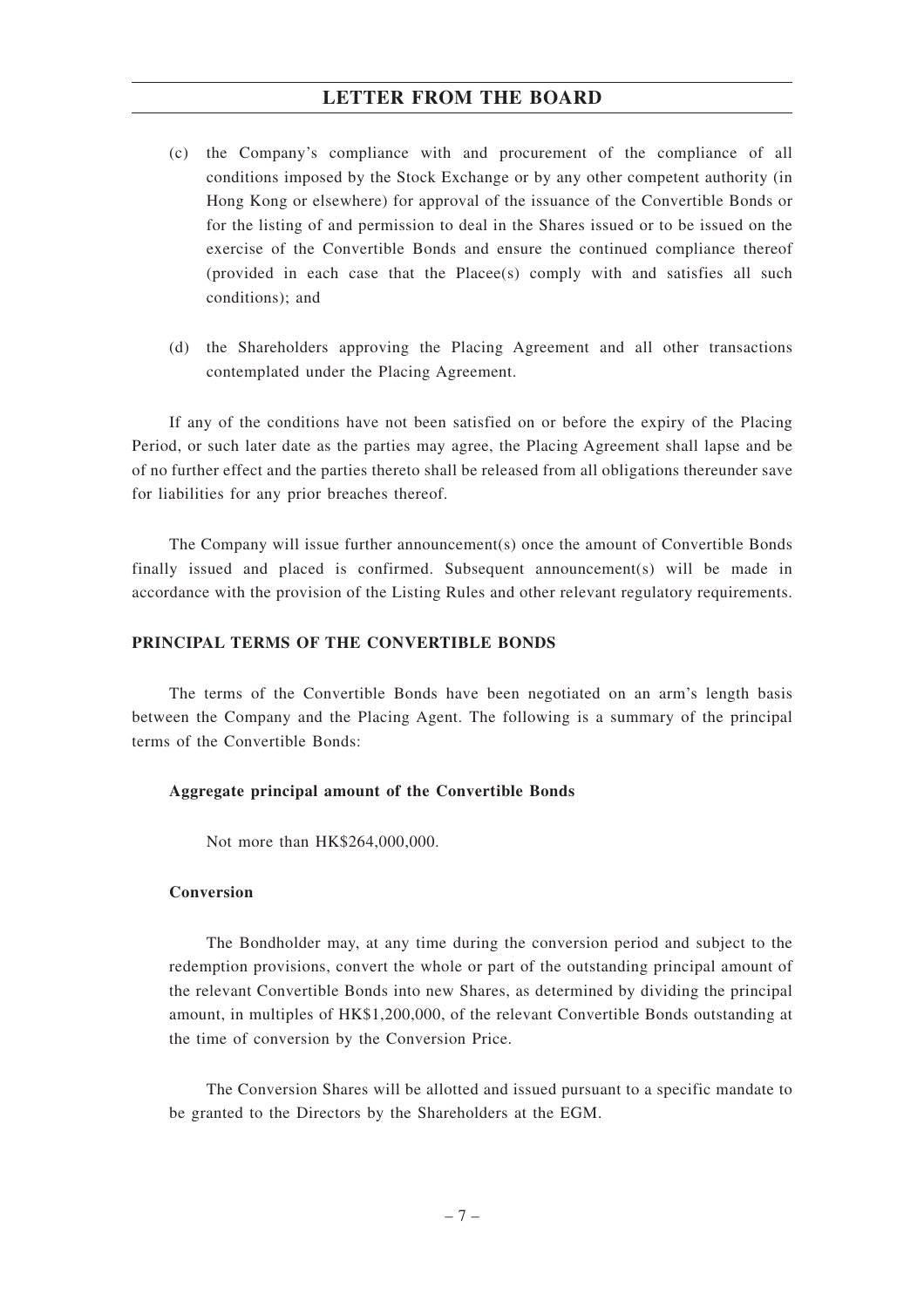(c) the Company's compliance with and procurement of the compliance of all conditions imposed by the Stock Exchange or by any other competent authority (in Hong Kong or elsewhere) for approval of the issuance of the Convertible Bonds or for the listing of and permission to deal in the Shares issued or to be issued on the exercise of the Convertible Bonds and ensure the continued compliance thereof (provided in each case that the Placee(s) comply with and satisfies all such conditions); and

(d) the Shareholders approving the Placing Agreement and all other transactions contemplated under the Placing Agreement.

If any of the conditions have not been satisfied on or before the expiry of the Placing Period, or such later date as the parties may agree, the Placing Agreement shall lapse and be of no further effect and the parties thereto shall be released from all obligations thereunder save for liabilities for any prior breaches thereof.

The Company will issue further announcement(s) once the amount of Convertible Bonds finally issued and placed is confirmed. Subsequent announcement(s) will be made in accordance with the provision of the Listing Rules and other relevant regulatory requirements.

## PRINCIPAL TERMS OF THE CONVERTIBLE BONDS

The terms of the Convertible Bonds have been negotiated on an arm's length basis between the Company and the Placing Agent. The following is a summary of the principal terms of the Convertible Bonds:

### Aggregate principal amount of the Convertible Bonds

Not more than HK$264,000,000.

### Conversion

The Bondholder may, at any time during the conversion period and subject to the redemption provisions, convert the whole or part of the outstanding principal amount of the relevant Convertible Bonds into new Shares, as determined by dividing the principal amount, in multiples of HK$1,200,000, of the relevant Convertible Bonds outstanding at the time of conversion by the Conversion Price.

The Conversion Shares will be allotted and issued pursuant to a specific mandate to be granted to the Directors by the Shareholders at the EGM.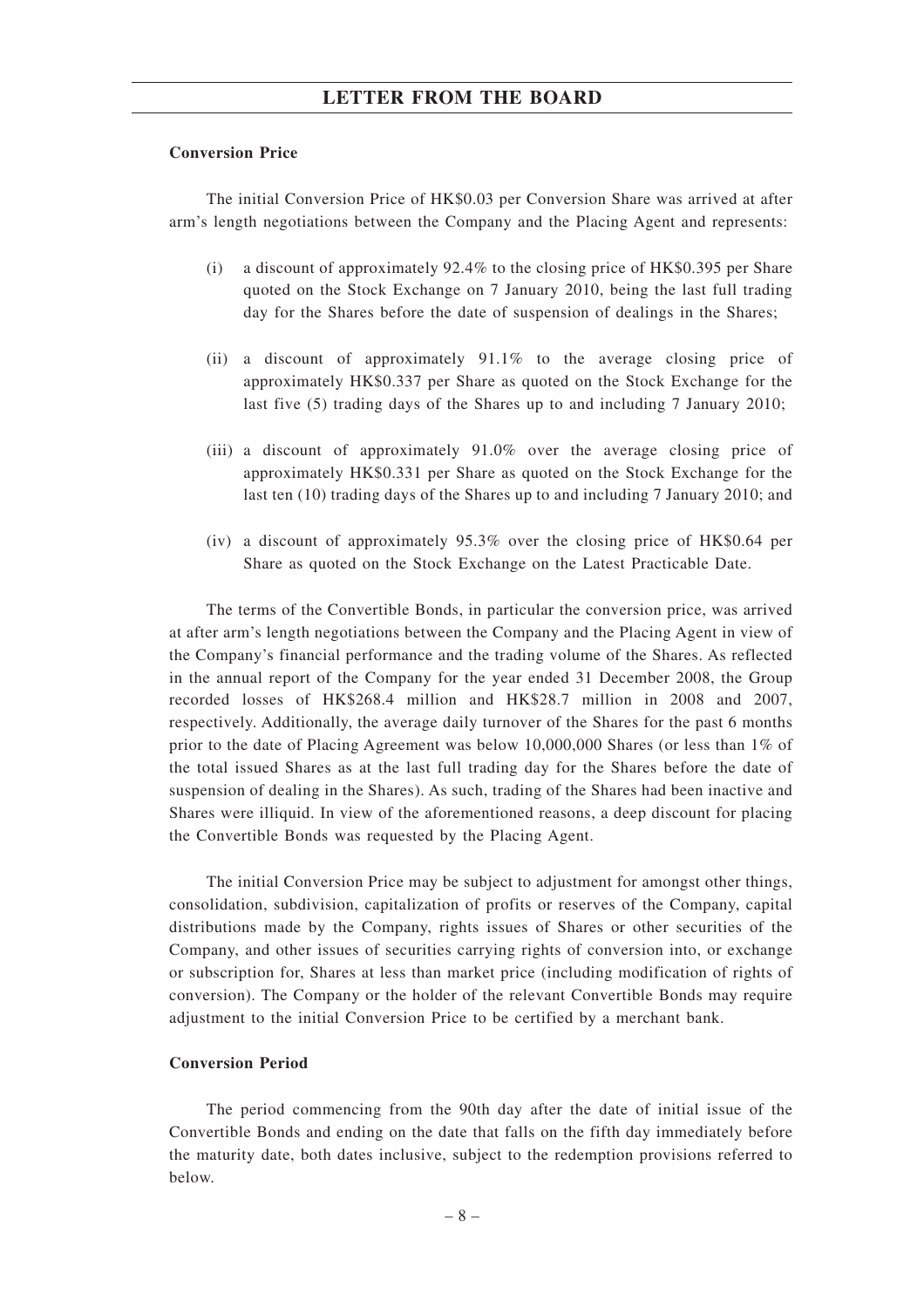**Conversion Price**

The initial Conversion Price of HK$0.03 per Conversion Share was arrived at after arm's length negotiations between the Company and the Placing Agent and represents:

(i) a discount of approximately 92.4% to the closing price of HK$0.395 per Share quoted on the Stock Exchange on 7 January 2010, being the last full trading day for the Shares before the date of suspension of dealings in the Shares;

(ii) a discount of approximately 91.1% to the average closing price of approximately HK$0.337 per Share as quoted on the Stock Exchange for the last five (5) trading days of the Shares up to and including 7 January 2010;

(iii) a discount of approximately 91.0% over the average closing price of approximately HK$0.331 per Share as quoted on the Stock Exchange for the last ten (10) trading days of the Shares up to and including 7 January 2010; and

(iv) a discount of approximately 95.3% over the closing price of HK$0.64 per Share as quoted on the Stock Exchange on the Latest Practicable Date.

The terms of the Convertible Bonds, in particular the conversion price, was arrived at after arm's length negotiations between the Company and the Placing Agent in view of the Company's financial performance and the trading volume of the Shares. As reflected in the annual report of the Company for the year ended 31 December 2008, the Group recorded losses of HK$268.4 million and HK$28.7 million in 2008 and 2007, respectively. Additionally, the average daily turnover of the Shares for the past 6 months prior to the date of Placing Agreement was below 10,000,000 Shares (or less than 1% of the total issued Shares as at the last full trading day for the Shares before the date of suspension of dealing in the Shares). As such, trading of the Shares had been inactive and Shares were illiquid. In view of the aforementioned reasons, a deep discount for placing the Convertible Bonds was requested by the Placing Agent.

The initial Conversion Price may be subject to adjustment for amongst other things, consolidation, subdivision, capitalization of profits or reserves of the Company, capital distributions made by the Company, rights issues of Shares or other securities of the Company, and other issues of securities carrying rights of conversion into, or exchange or subscription for, Shares at less than market price (including modification of rights of conversion). The Company or the holder of the relevant Convertible Bonds may require adjustment to the initial Conversion Price to be certified by a merchant bank.

**Conversion Period**

The period commencing from the 90th day after the date of initial issue of the Convertible Bonds and ending on the date that falls on the fifth day immediately before the maturity date, both dates inclusive, subject to the redemption provisions referred to below.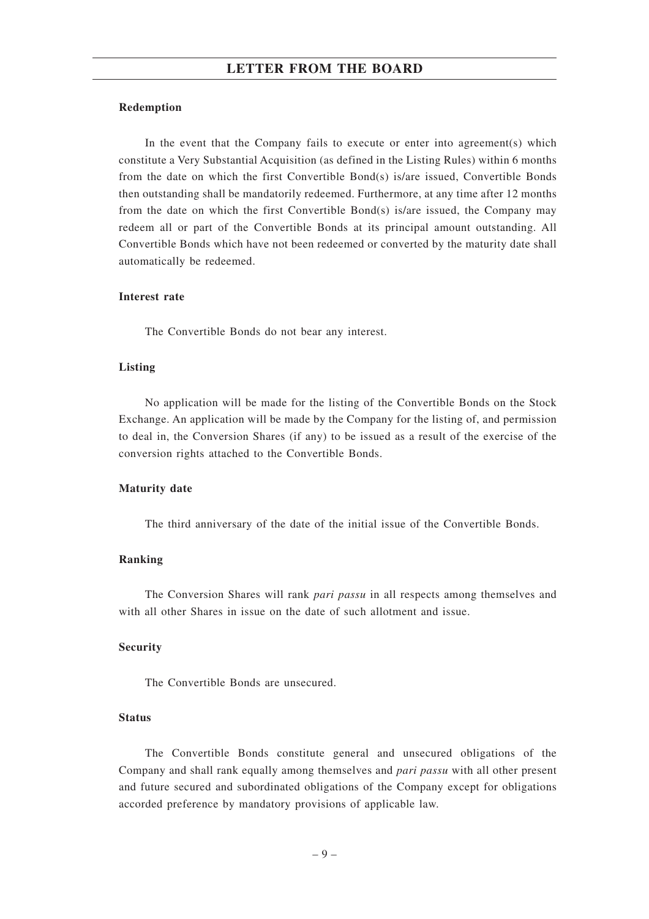#### Redemption

In the event that the Company fails to execute or enter into agreement(s) which constitute a Very Substantial Acquisition (as defined in the Listing Rules) within 6 months from the date on which the first Convertible Bond(s) is/are issued, Convertible Bonds then outstanding shall be mandatorily redeemed. Furthermore, at any time after 12 months from the date on which the first Convertible Bond(s) is/are issued, the Company may redeem all or part of the Convertible Bonds at its principal amount outstanding. All Convertible Bonds which have not been redeemed or converted by the maturity date shall automatically be redeemed.

#### Interest rate

The Convertible Bonds do not bear any interest.

#### Listing

No application will be made for the listing of the Convertible Bonds on the Stock Exchange. An application will be made by the Company for the listing of, and permission to deal in, the Conversion Shares (if any) to be issued as a result of the exercise of the conversion rights attached to the Convertible Bonds.

#### Maturity date

The third anniversary of the date of the initial issue of the Convertible Bonds.

#### Ranking

The Conversion Shares will rank *pari passu* in all respects among themselves and with all other Shares in issue on the date of such allotment and issue.

#### Security

The Convertible Bonds are unsecured.

#### Status

The Convertible Bonds constitute general and unsecured obligations of the Company and shall rank equally among themselves and *pari passu* with all other present and future secured and subordinated obligations of the Company except for obligations accorded preference by mandatory provisions of applicable law.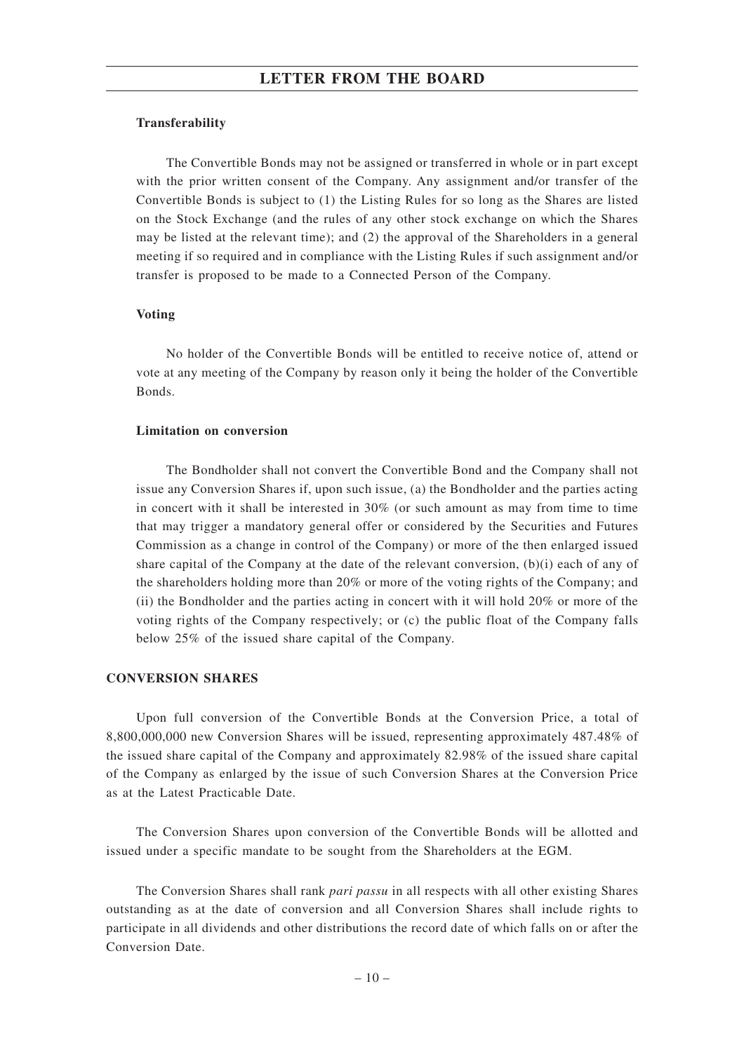**Transferability**

The Convertible Bonds may not be assigned or transferred in whole or in part except with the prior written consent of the Company. Any assignment and/or transfer of the Convertible Bonds is subject to (1) the Listing Rules for so long as the Shares are listed on the Stock Exchange (and the rules of any other stock exchange on which the Shares may be listed at the relevant time); and (2) the approval of the Shareholders in a general meeting if so required and in compliance with the Listing Rules if such assignment and/or transfer is proposed to be made to a Connected Person of the Company.

**Voting**

No holder of the Convertible Bonds will be entitled to receive notice of, attend or vote at any meeting of the Company by reason only it being the holder of the Convertible Bonds.

**Limitation on conversion**

The Bondholder shall not convert the Convertible Bond and the Company shall not issue any Conversion Shares if, upon such issue, (a) the Bondholder and the parties acting in concert with it shall be interested in 30% (or such amount as may from time to time that may trigger a mandatory general offer or considered by the Securities and Futures Commission as a change in control of the Company) or more of the then enlarged issued share capital of the Company at the date of the relevant conversion, (b)(i) each of any of the shareholders holding more than 20% or more of the voting rights of the Company; and (ii) the Bondholder and the parties acting in concert with it will hold 20% or more of the voting rights of the Company respectively; or (c) the public float of the Company falls below 25% of the issued share capital of the Company.

**CONVERSION SHARES**

Upon full conversion of the Convertible Bonds at the Conversion Price, a total of 8,800,000,000 new Conversion Shares will be issued, representing approximately 487.48% of the issued share capital of the Company and approximately 82.98% of the issued share capital of the Company as enlarged by the issue of such Conversion Shares at the Conversion Price as at the Latest Practicable Date.

The Conversion Shares upon conversion of the Convertible Bonds will be allotted and issued under a specific mandate to be sought from the Shareholders at the EGM.

The Conversion Shares shall rank *pari passu* in all respects with all other existing Shares outstanding as at the date of conversion and all Conversion Shares shall include rights to participate in all dividends and other distributions the record date of which falls on or after the Conversion Date.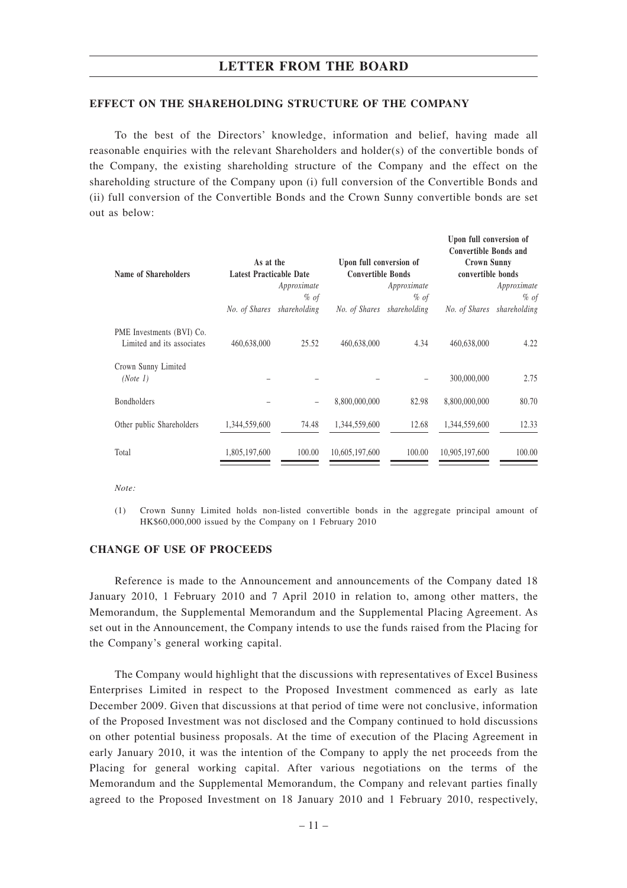## EFFECT ON THE SHAREHOLDING STRUCTURE OF THE COMPANY

To the best of the Directors' knowledge, information and belief, having made all reasonable enquiries with the relevant Shareholders and holder(s) of the convertible bonds of the Company, the existing shareholding structure of the Company and the effect on the shareholding structure of the Company upon (i) full conversion of the Convertible Bonds and (ii) full conversion of the Convertible Bonds and the Crown Sunny convertible bonds are set out as below:

| Name of Shareholders | As at the Latest Practicable Date | | Upon full conversion of Convertible Bonds | | Upon full conversion of Convertible Bonds and Crown Sunny convertible bonds | |
|---|---|---|---|---|---|---|
| | *No. of Shares* | *Approximate % of shareholding* | *No. of Shares* | *Approximate % of shareholding* | *No. of Shares* | *Approximate % of shareholding* |
| PME Investments (BVI) Co. Limited and its associates | 460,638,000 | 25.52 | 460,638,000 | 4.34 | 460,638,000 | 4.22 |
| Crown Sunny Limited *(Note 1)* | – | – | – | – | 300,000,000 | 2.75 |
| Bondholders | – | – | 8,800,000,000 | 82.98 | 8,800,000,000 | 80.70 |
| Other public Shareholders | 1,344,559,600 | 74.48 | 1,344,559,600 | 12.68 | 1,344,559,600 | 12.33 |
| Total | 1,805,197,600 | 100.00 | 10,605,197,600 | 100.00 | 10,905,197,600 | 100.00 |

*Note:*

(1) Crown Sunny Limited holds non-listed convertible bonds in the aggregate principal amount of HK$60,000,000 issued by the Company on 1 February 2010

## CHANGE OF USE OF PROCEEDS

Reference is made to the Announcement and announcements of the Company dated 18 January 2010, 1 February 2010 and 7 April 2010 in relation to, among other matters, the Memorandum, the Supplemental Memorandum and the Supplemental Placing Agreement. As set out in the Announcement, the Company intends to use the funds raised from the Placing for the Company's general working capital.

The Company would highlight that the discussions with representatives of Excel Business Enterprises Limited in respect to the Proposed Investment commenced as early as late December 2009. Given that discussions at that period of time were not conclusive, information of the Proposed Investment was not disclosed and the Company continued to hold discussions on other potential business proposals. At the time of execution of the Placing Agreement in early January 2010, it was the intention of the Company to apply the net proceeds from the Placing for general working capital. After various negotiations on the terms of the Memorandum and the Supplemental Memorandum, the Company and relevant parties finally agreed to the Proposed Investment on 18 January 2010 and 1 February 2010, respectively,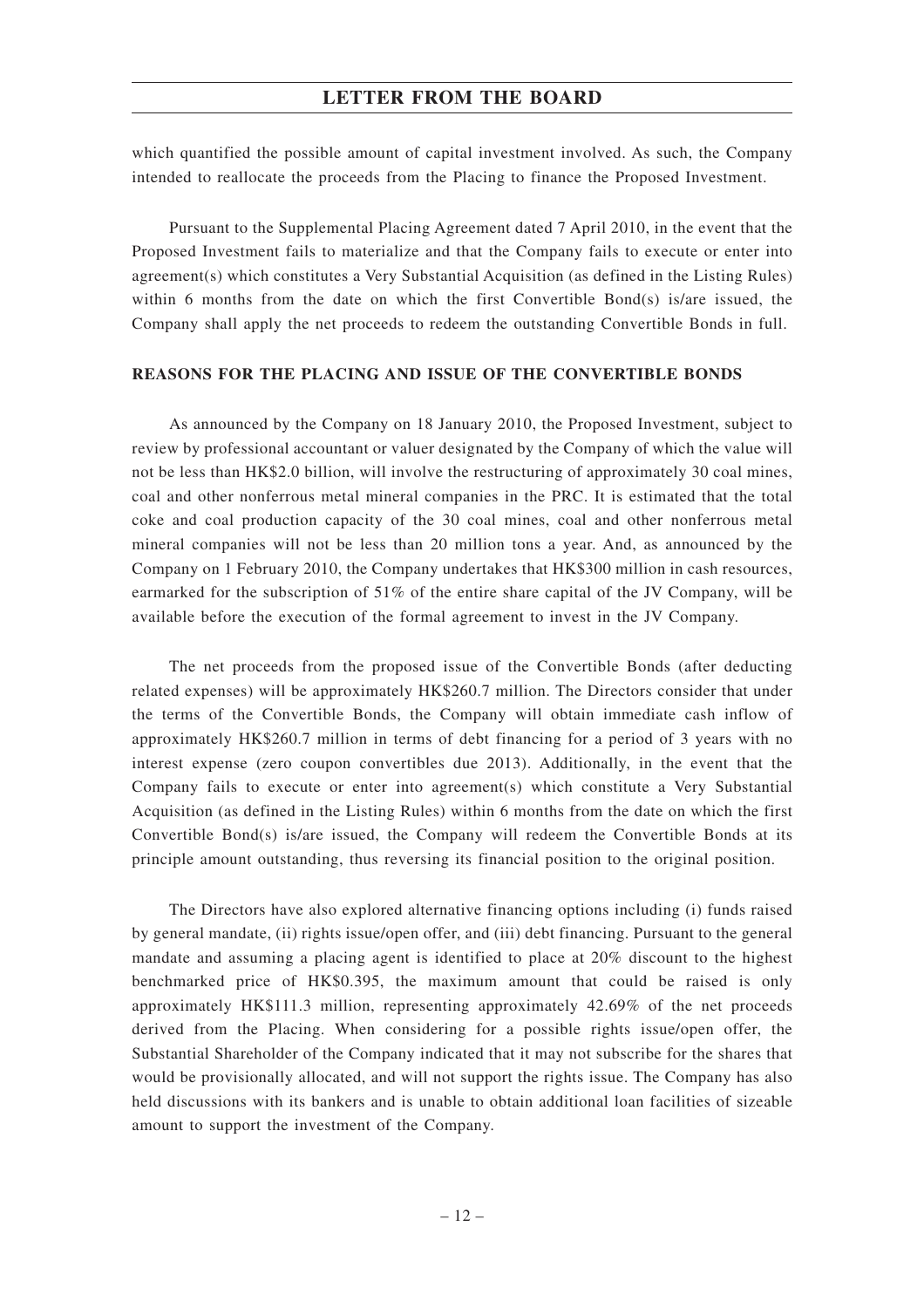which quantified the possible amount of capital investment involved. As such, the Company intended to reallocate the proceeds from the Placing to finance the Proposed Investment.

Pursuant to the Supplemental Placing Agreement dated 7 April 2010, in the event that the Proposed Investment fails to materialize and that the Company fails to execute or enter into agreement(s) which constitutes a Very Substantial Acquisition (as defined in the Listing Rules) within 6 months from the date on which the first Convertible Bond(s) is/are issued, the Company shall apply the net proceeds to redeem the outstanding Convertible Bonds in full.

## REASONS FOR THE PLACING AND ISSUE OF THE CONVERTIBLE BONDS

As announced by the Company on 18 January 2010, the Proposed Investment, subject to review by professional accountant or valuer designated by the Company of which the value will not be less than HK$2.0 billion, will involve the restructuring of approximately 30 coal mines, coal and other nonferrous metal mineral companies in the PRC. It is estimated that the total coke and coal production capacity of the 30 coal mines, coal and other nonferrous metal mineral companies will not be less than 20 million tons a year. And, as announced by the Company on 1 February 2010, the Company undertakes that HK$300 million in cash resources, earmarked for the subscription of 51% of the entire share capital of the JV Company, will be available before the execution of the formal agreement to invest in the JV Company.

The net proceeds from the proposed issue of the Convertible Bonds (after deducting related expenses) will be approximately HK$260.7 million. The Directors consider that under the terms of the Convertible Bonds, the Company will obtain immediate cash inflow of approximately HK$260.7 million in terms of debt financing for a period of 3 years with no interest expense (zero coupon convertibles due 2013). Additionally, in the event that the Company fails to execute or enter into agreement(s) which constitute a Very Substantial Acquisition (as defined in the Listing Rules) within 6 months from the date on which the first Convertible Bond(s) is/are issued, the Company will redeem the Convertible Bonds at its principle amount outstanding, thus reversing its financial position to the original position.

The Directors have also explored alternative financing options including (i) funds raised by general mandate, (ii) rights issue/open offer, and (iii) debt financing. Pursuant to the general mandate and assuming a placing agent is identified to place at 20% discount to the highest benchmarked price of HK$0.395, the maximum amount that could be raised is only approximately HK$111.3 million, representing approximately 42.69% of the net proceeds derived from the Placing. When considering for a possible rights issue/open offer, the Substantial Shareholder of the Company indicated that it may not subscribe for the shares that would be provisionally allocated, and will not support the rights issue. The Company has also held discussions with its bankers and is unable to obtain additional loan facilities of sizeable amount to support the investment of the Company.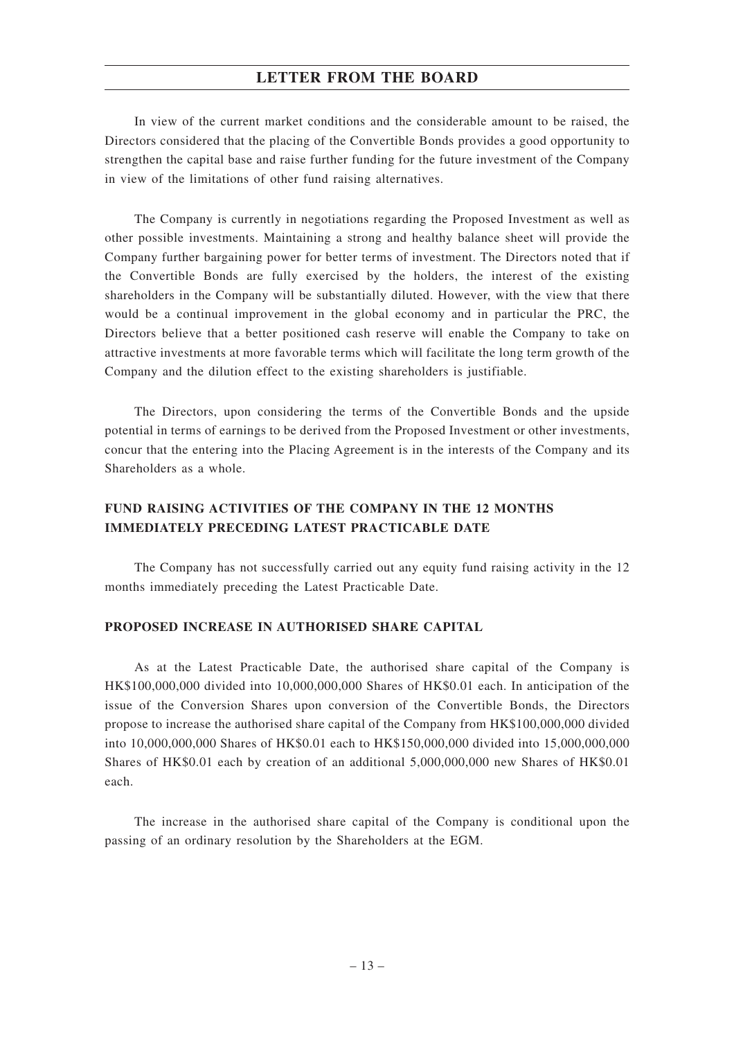In view of the current market conditions and the considerable amount to be raised, the Directors considered that the placing of the Convertible Bonds provides a good opportunity to strengthen the capital base and raise further funding for the future investment of the Company in view of the limitations of other fund raising alternatives.

The Company is currently in negotiations regarding the Proposed Investment as well as other possible investments. Maintaining a strong and healthy balance sheet will provide the Company further bargaining power for better terms of investment. The Directors noted that if the Convertible Bonds are fully exercised by the holders, the interest of the existing shareholders in the Company will be substantially diluted. However, with the view that there would be a continual improvement in the global economy and in particular the PRC, the Directors believe that a better positioned cash reserve will enable the Company to take on attractive investments at more favorable terms which will facilitate the long term growth of the Company and the dilution effect to the existing shareholders is justifiable.

The Directors, upon considering the terms of the Convertible Bonds and the upside potential in terms of earnings to be derived from the Proposed Investment or other investments, concur that the entering into the Placing Agreement is in the interests of the Company and its Shareholders as a whole.

## FUND RAISING ACTIVITIES OF THE COMPANY IN THE 12 MONTHS IMMEDIATELY PRECEDING LATEST PRACTICABLE DATE

The Company has not successfully carried out any equity fund raising activity in the 12 months immediately preceding the Latest Practicable Date.

## PROPOSED INCREASE IN AUTHORISED SHARE CAPITAL

As at the Latest Practicable Date, the authorised share capital of the Company is HK$100,000,000 divided into 10,000,000,000 Shares of HK$0.01 each. In anticipation of the issue of the Conversion Shares upon conversion of the Convertible Bonds, the Directors propose to increase the authorised share capital of the Company from HK$100,000,000 divided into 10,000,000,000 Shares of HK$0.01 each to HK$150,000,000 divided into 15,000,000,000 Shares of HK$0.01 each by creation of an additional 5,000,000,000 new Shares of HK$0.01 each.

The increase in the authorised share capital of the Company is conditional upon the passing of an ordinary resolution by the Shareholders at the EGM.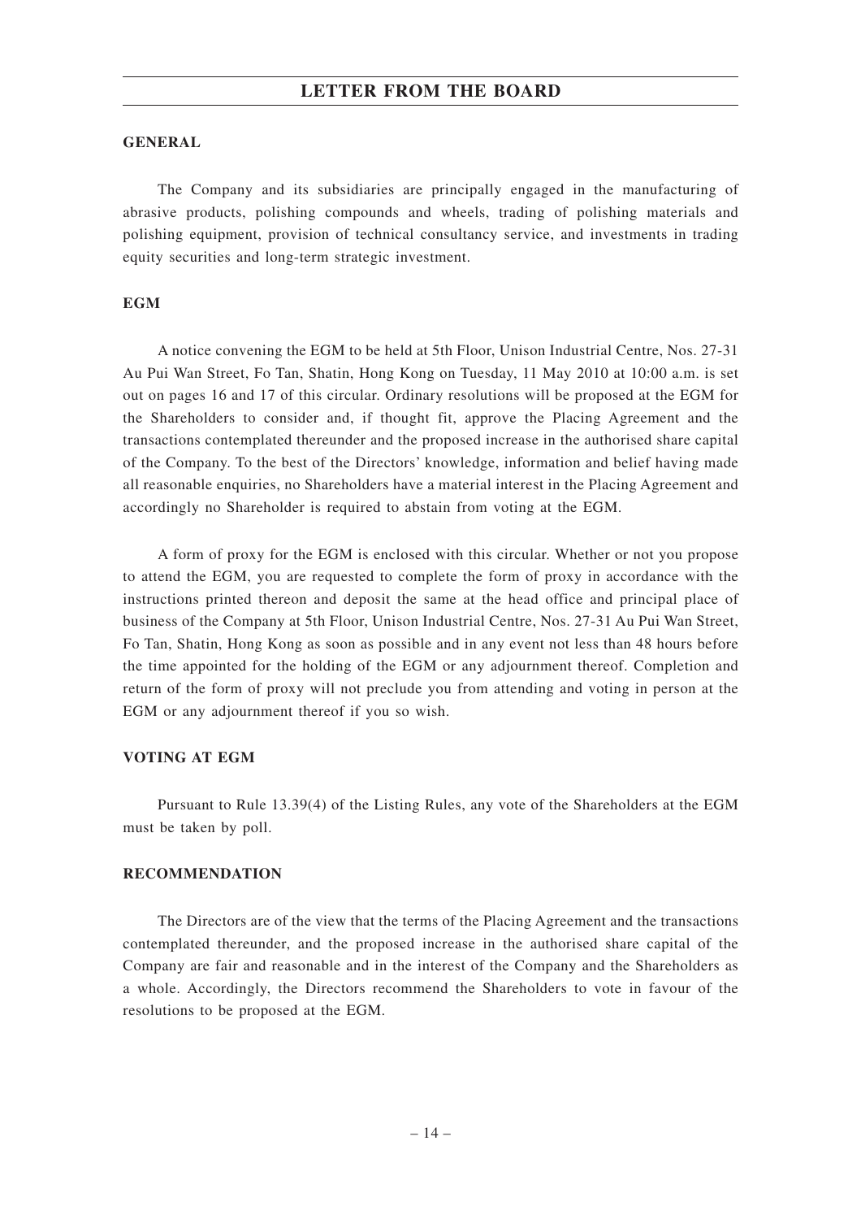## GENERAL

The Company and its subsidiaries are principally engaged in the manufacturing of abrasive products, polishing compounds and wheels, trading of polishing materials and polishing equipment, provision of technical consultancy service, and investments in trading equity securities and long-term strategic investment.

## EGM

A notice convening the EGM to be held at 5th Floor, Unison Industrial Centre, Nos. 27-31 Au Pui Wan Street, Fo Tan, Shatin, Hong Kong on Tuesday, 11 May 2010 at 10:00 a.m. is set out on pages 16 and 17 of this circular. Ordinary resolutions will be proposed at the EGM for the Shareholders to consider and, if thought fit, approve the Placing Agreement and the transactions contemplated thereunder and the proposed increase in the authorised share capital of the Company. To the best of the Directors' knowledge, information and belief having made all reasonable enquiries, no Shareholders have a material interest in the Placing Agreement and accordingly no Shareholder is required to abstain from voting at the EGM.

A form of proxy for the EGM is enclosed with this circular. Whether or not you propose to attend the EGM, you are requested to complete the form of proxy in accordance with the instructions printed thereon and deposit the same at the head office and principal place of business of the Company at 5th Floor, Unison Industrial Centre, Nos. 27-31 Au Pui Wan Street, Fo Tan, Shatin, Hong Kong as soon as possible and in any event not less than 48 hours before the time appointed for the holding of the EGM or any adjournment thereof. Completion and return of the form of proxy will not preclude you from attending and voting in person at the EGM or any adjournment thereof if you so wish.

## VOTING AT EGM

Pursuant to Rule 13.39(4) of the Listing Rules, any vote of the Shareholders at the EGM must be taken by poll.

## RECOMMENDATION

The Directors are of the view that the terms of the Placing Agreement and the transactions contemplated thereunder, and the proposed increase in the authorised share capital of the Company are fair and reasonable and in the interest of the Company and the Shareholders as a whole. Accordingly, the Directors recommend the Shareholders to vote in favour of the resolutions to be proposed at the EGM.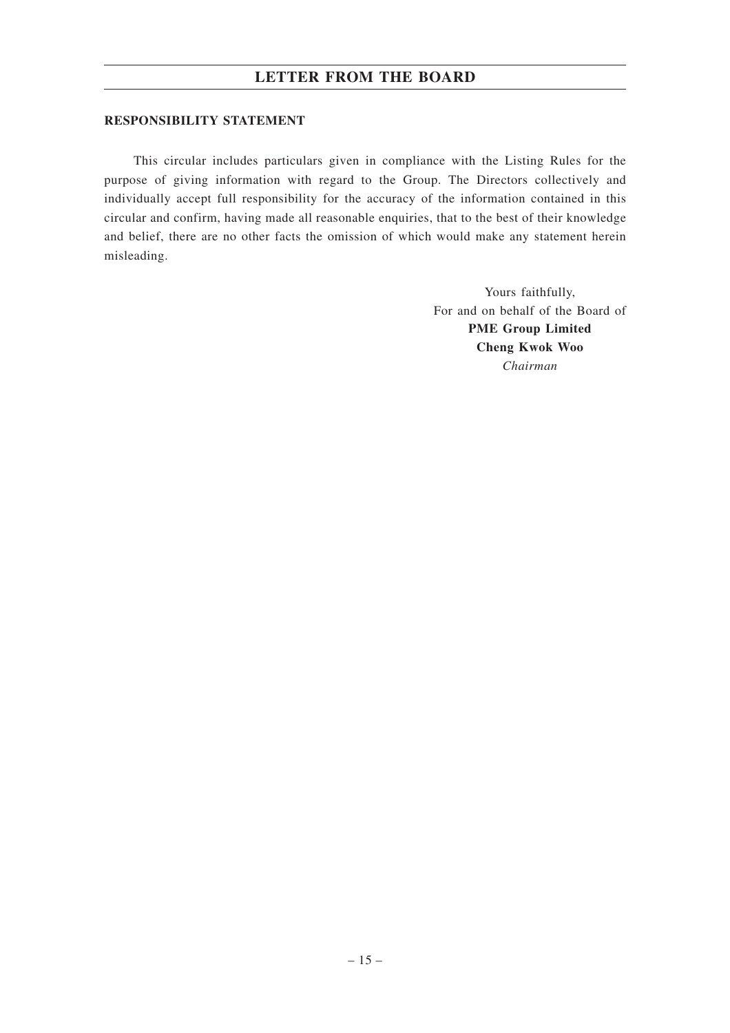## RESPONSIBILITY STATEMENT

This circular includes particulars given in compliance with the Listing Rules for the purpose of giving information with regard to the Group. The Directors collectively and individually accept full responsibility for the accuracy of the information contained in this circular and confirm, having made all reasonable enquiries, that to the best of their knowledge and belief, there are no other facts the omission of which would make any statement herein misleading.

Yours faithfully,
For and on behalf of the Board of
**PME Group Limited**
**Cheng Kwok Woo**
*Chairman*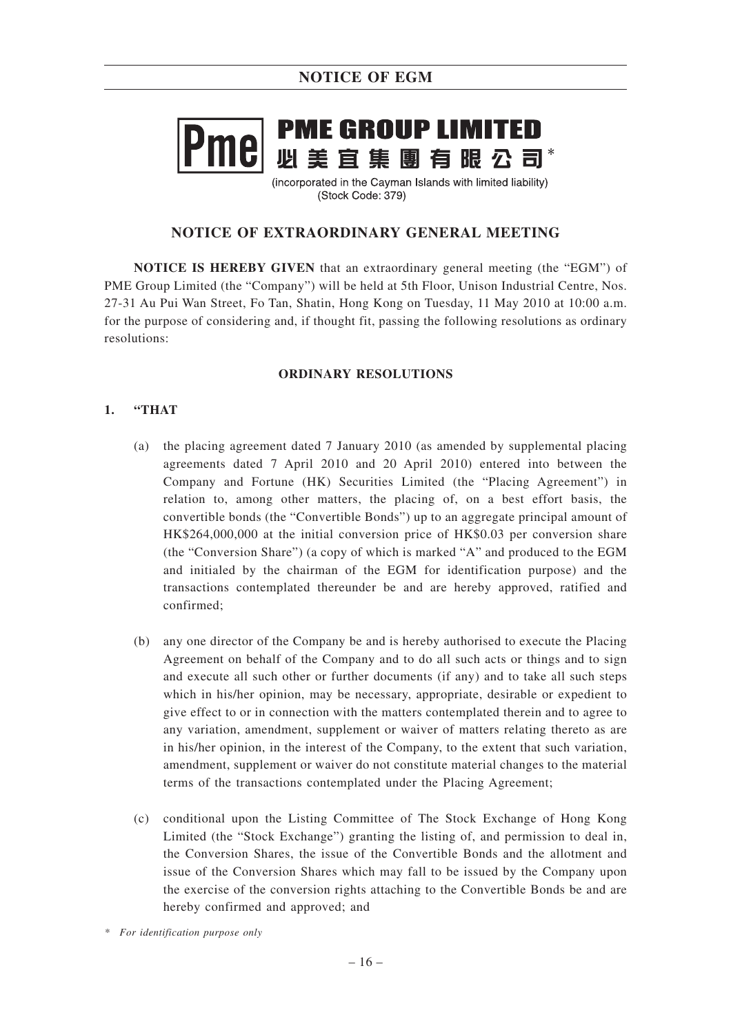# NOTICE OF EGM

**PME GROUP LIMITED**
**必美宜集團有限公司**\*

(incorporated in the Cayman Islands with limited liability)
(Stock Code: 379)

## NOTICE OF EXTRAORDINARY GENERAL MEETING

**NOTICE IS HEREBY GIVEN** that an extraordinary general meeting (the "EGM") of PME Group Limited (the "Company") will be held at 5th Floor, Unison Industrial Centre, Nos. 27-31 Au Pui Wan Street, Fo Tan, Shatin, Hong Kong on Tuesday, 11 May 2010 at 10:00 a.m. for the purpose of considering and, if thought fit, passing the following resolutions as ordinary resolutions:

### ORDINARY RESOLUTIONS

**1. "THAT**

(a) the placing agreement dated 7 January 2010 (as amended by supplemental placing agreements dated 7 April 2010 and 20 April 2010) entered into between the Company and Fortune (HK) Securities Limited (the "Placing Agreement") in relation to, among other matters, the placing of, on a best effort basis, the convertible bonds (the "Convertible Bonds") up to an aggregate principal amount of HK$264,000,000 at the initial conversion price of HK$0.03 per conversion share (the "Conversion Share") (a copy of which is marked "A" and produced to the EGM and initialed by the chairman of the EGM for identification purpose) and the transactions contemplated thereunder be and are hereby approved, ratified and confirmed;

(b) any one director of the Company be and is hereby authorised to execute the Placing Agreement on behalf of the Company and to do all such acts or things and to sign and execute all such other or further documents (if any) and to take all such steps which in his/her opinion, may be necessary, appropriate, desirable or expedient to give effect to or in connection with the matters contemplated therein and to agree to any variation, amendment, supplement or waiver of matters relating thereto as are in his/her opinion, in the interest of the Company, to the extent that such variation, amendment, supplement or waiver do not constitute material changes to the material terms of the transactions contemplated under the Placing Agreement;

(c) conditional upon the Listing Committee of The Stock Exchange of Hong Kong Limited (the "Stock Exchange") granting the listing of, and permission to deal in, the Conversion Shares, the issue of the Convertible Bonds and the allotment and issue of the Conversion Shares which may fall to be issued by the Company upon the exercise of the conversion rights attaching to the Convertible Bonds be and are hereby confirmed and approved; and

\* *For identification purpose only*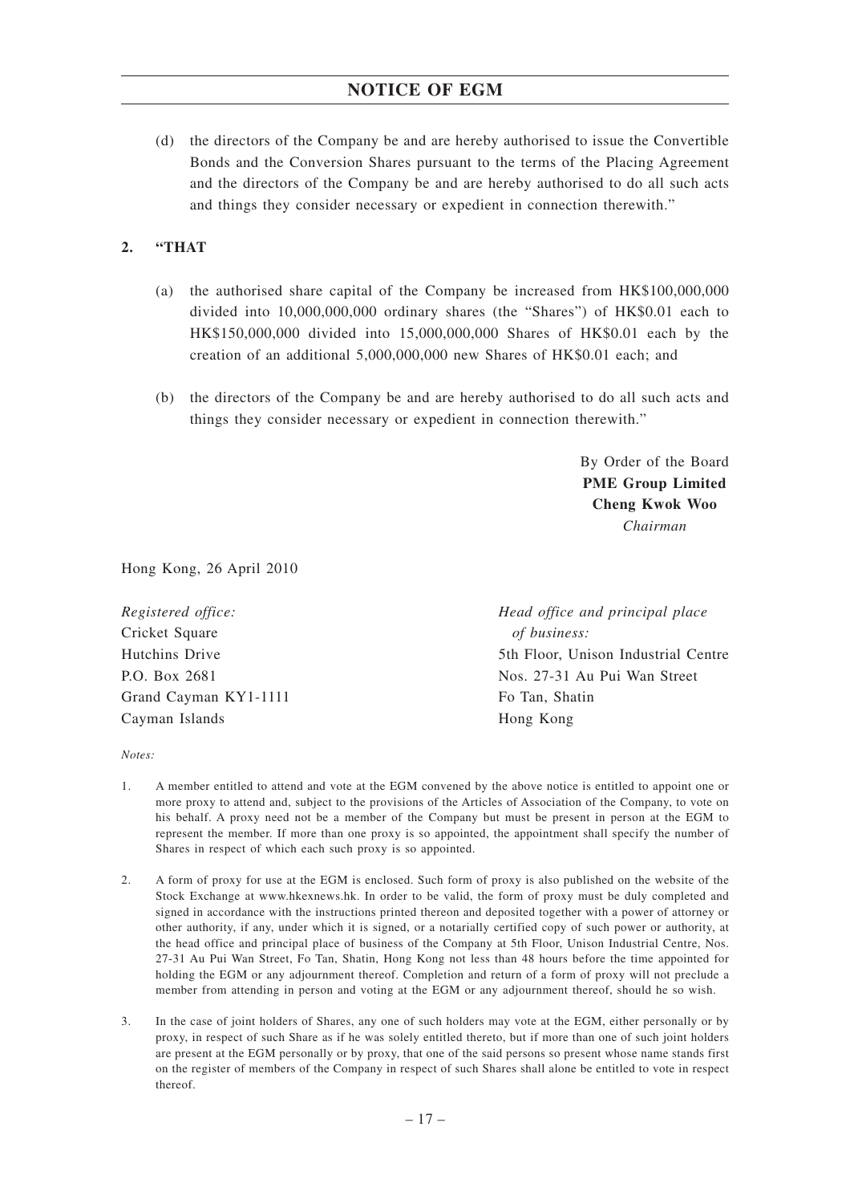(d) the directors of the Company be and are hereby authorised to issue the Convertible Bonds and the Conversion Shares pursuant to the terms of the Placing Agreement and the directors of the Company be and are hereby authorised to do all such acts and things they consider necessary or expedient in connection therewith."

**2. "THAT**

(a) the authorised share capital of the Company be increased from HK$100,000,000 divided into 10,000,000,000 ordinary shares (the "Shares") of HK$0.01 each to HK$150,000,000 divided into 15,000,000,000 Shares of HK$0.01 each by the creation of an additional 5,000,000,000 new Shares of HK$0.01 each; and

(b) the directors of the Company be and are hereby authorised to do all such acts and things they consider necessary or expedient in connection therewith."

By Order of the Board
**PME Group Limited**
**Cheng Kwok Woo**
*Chairman*

Hong Kong, 26 April 2010

*Registered office:*
Cricket Square
Hutchins Drive
P.O. Box 2681
Grand Cayman KY1-1111
Cayman Islands

*Head office and principal place of business:*
5th Floor, Unison Industrial Centre
Nos. 27-31 Au Pui Wan Street
Fo Tan, Shatin
Hong Kong

*Notes:*

1. A member entitled to attend and vote at the EGM convened by the above notice is entitled to appoint one or more proxy to attend and, subject to the provisions of the Articles of Association of the Company, to vote on his behalf. A proxy need not be a member of the Company but must be present in person at the EGM to represent the member. If more than one proxy is so appointed, the appointment shall specify the number of Shares in respect of which each such proxy is so appointed.

2. A form of proxy for use at the EGM is enclosed. Such form of proxy is also published on the website of the Stock Exchange at www.hkexnews.hk. In order to be valid, the form of proxy must be duly completed and signed in accordance with the instructions printed thereon and deposited together with a power of attorney or other authority, if any, under which it is signed, or a notarially certified copy of such power or authority, at the head office and principal place of business of the Company at 5th Floor, Unison Industrial Centre, Nos. 27-31 Au Pui Wan Street, Fo Tan, Shatin, Hong Kong not less than 48 hours before the time appointed for holding the EGM or any adjournment thereof. Completion and return of a form of proxy will not preclude a member from attending in person and voting at the EGM or any adjournment thereof, should he so wish.

3. In the case of joint holders of Shares, any one of such holders may vote at the EGM, either personally or by proxy, in respect of such Share as if he was solely entitled thereto, but if more than one of such joint holders are present at the EGM personally or by proxy, that one of the said persons so present whose name stands first on the register of members of the Company in respect of such Shares shall alone be entitled to vote in respect thereof.